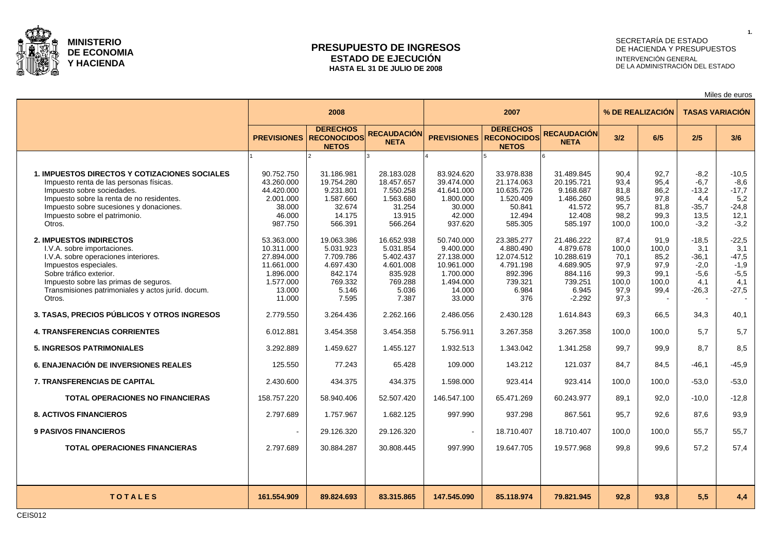**MINISTERIO DE ECONOMIA Y HACIENDA**

# PRESUPUESTO DE INGRESOS
## ESTADO DE EJECUCIÓN
### HASTA EL 31 DE JULIO DE 2008

SECRETARÍA DE ESTADO DE HACIENDA Y PRESUPUESTOS
INTERVENCIÓN GENERAL DE LA ADMINISTRACIÓN DEL ESTADO

Miles de euros

| | 2008 | | | 2007 | | | % DE REALIZACIÓN | | TASAS VARIACIÓN | |
|---|---|---|---|---|---|---|---|---|---|---|
| | PREVISIONES | DERECHOS RECONOCIDOS NETOS | RECAUDACIÓN NETA | PREVISIONES | DERECHOS RECONOCIDOS NETOS | RECAUDACIÓN NETA | 3/2 | 6/5 | 2/5 | 3/6 |
| | 1 | 2 | 3 | 4 | 5 | 6 | | | | |
| **1. IMPUESTOS DIRECTOS Y COTIZACIONES SOCIALES** | 90.752.750 | 31.186.981 | 28.183.028 | 83.924.620 | 33.978.838 | 31.489.845 | 90,4 | 92,7 | -8,2 | -10,5 |
| Impuesto renta de las personas físicas. | 43.260.000 | 19.754.280 | 18.457.657 | 39.474.000 | 21.174.063 | 20.195.721 | 93,4 | 95,4 | -6,7 | -8,6 |
| Impuesto sobre sociedades. | 44.420.000 | 9.231.801 | 7.550.258 | 41.641.000 | 10.635.726 | 9.168.687 | 81,8 | 86,2 | -13,2 | -17,7 |
| Impuesto sobre la renta de no residentes. | 2.001.000 | 1.587.660 | 1.563.680 | 1.800.000 | 1.520.409 | 1.486.260 | 98,5 | 97,8 | 4,4 | 5,2 |
| Impuesto sobre sucesiones y donaciones. | 38.000 | 32.674 | 31.254 | 30.000 | 50.841 | 41.572 | 95,7 | 81,8 | -35,7 | -24,8 |
| Impuesto sobre el patrimonio. | 46.000 | 14.175 | 13.915 | 42.000 | 12.494 | 12.408 | 98,2 | 99,3 | 13,5 | 12,1 |
| Otros. | 987.750 | 566.391 | 566.264 | 937.620 | 585.305 | 585.197 | 100,0 | 100,0 | -3,2 | -3,2 |
| **2. IMPUESTOS INDIRECTOS** | 53.363.000 | 19.063.386 | 16.652.938 | 50.740.000 | 23.385.277 | 21.486.222 | 87,4 | 91,9 | -18,5 | -22,5 |
| I.V.A. sobre importaciones. | 10.311.000 | 5.031.923 | 5.031.854 | 9.400.000 | 4.880.490 | 4.879.678 | 100,0 | 100,0 | 3,1 | 3,1 |
| I.V.A. sobre operaciones interiores. | 27.894.000 | 7.709.786 | 5.402.437 | 27.138.000 | 12.074.512 | 10.288.619 | 70,1 | 85,2 | -36,1 | -47,5 |
| Impuestos especiales. | 11.661.000 | 4.697.430 | 4.601.008 | 10.961.000 | 4.791.198 | 4.689.905 | 97,9 | 97,9 | -2,0 | -1,9 |
| Sobre tráfico exterior. | 1.896.000 | 842.174 | 835.928 | 1.700.000 | 892.396 | 884.116 | 99,3 | 99,1 | -5,6 | -5,5 |
| Impuesto sobre las primas de seguros. | 1.577.000 | 769.332 | 769.288 | 1.494.000 | 739.321 | 739.251 | 100,0 | 100,0 | 4,1 | 4,1 |
| Transmisiones patrimoniales y actos juríd. docum. | 13.000 | 5.146 | 5.036 | 14.000 | 6.984 | 6.945 | 97,9 | 99,4 | -26,3 | -27,5 |
| Otros. | 11.000 | 7.595 | 7.387 | 33.000 | 376 | -2.292 | 97,3 | - | - | - |
| **3. TASAS, PRECIOS PÚBLICOS Y OTROS INGRESOS** | 2.779.550 | 3.264.436 | 2.262.166 | 2.486.056 | 2.430.128 | 1.614.843 | 69,3 | 66,5 | 34,3 | 40,1 |
| **4. TRANSFERENCIAS CORRIENTES** | 6.012.881 | 3.454.358 | 3.454.358 | 5.756.911 | 3.267.358 | 3.267.358 | 100,0 | 100,0 | 5,7 | 5,7 |
| **5. INGRESOS PATRIMONIALES** | 3.292.889 | 1.459.627 | 1.455.127 | 1.932.513 | 1.343.042 | 1.341.258 | 99,7 | 99,9 | 8,7 | 8,5 |
| **6. ENAJENACIÓN DE INVERSIONES REALES** | 125.550 | 77.243 | 65.428 | 109.000 | 143.212 | 121.037 | 84,7 | 84,5 | -46,1 | -45,9 |
| **7. TRANSFERENCIAS DE CAPITAL** | 2.430.600 | 434.375 | 434.375 | 1.598.000 | 923.414 | 923.414 | 100,0 | 100,0 | -53,0 | -53,0 |
| **TOTAL OPERACIONES NO FINANCIERAS** | 158.757.220 | 58.940.406 | 52.507.420 | 146.547.100 | 65.471.269 | 60.243.977 | 89,1 | 92,0 | -10,0 | -12,8 |
| **8. ACTIVOS FINANCIEROS** | 2.797.689 | 1.757.967 | 1.682.125 | 997.990 | 937.298 | 867.561 | 95,7 | 92,6 | 87,6 | 93,9 |
| **9 PASIVOS FINANCIEROS** | - | 29.126.320 | 29.126.320 | - | 18.710.407 | 18.710.407 | 100,0 | 100,0 | 55,7 | 55,7 |
| **TOTAL OPERACIONES FINANCIERAS** | 2.797.689 | 30.884.287 | 30.808.445 | 997.990 | 19.647.705 | 19.577.968 | 99,8 | 99,6 | 57,2 | 57,4 |
| **T O T A L E S** | **161.554.909** | **89.824.693** | **83.315.865** | **147.545.090** | **85.118.974** | **79.821.945** | **92,8** | **93,8** | **5,5** | **4,4** |

CEIS012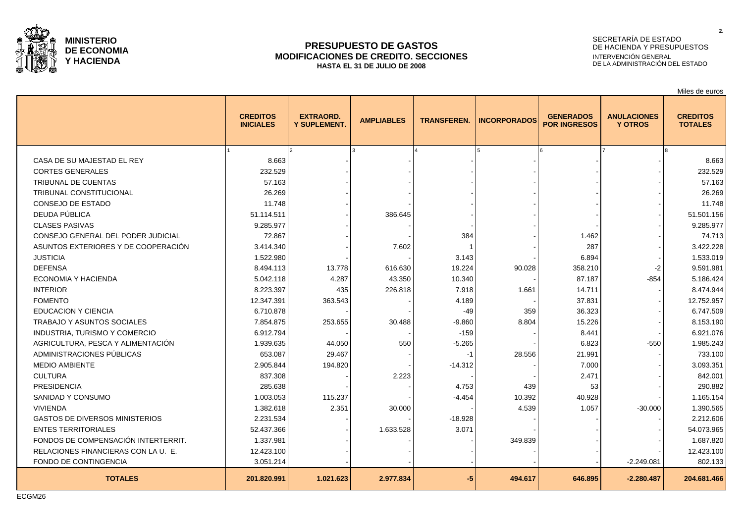**MINISTERIO DE ECONOMIA Y HACIENDA**

# PRESUPUESTO DE GASTOS
## MODIFICACIONES DE CREDITO. SECCIONES
### HASTA EL 31 DE JULIO DE 2008

SECRETARÍA DE ESTADO DE HACIENDA Y PRESUPUESTOS
INTERVENCIÓN GENERAL DE LA ADMINISTRACIÓN DEL ESTADO

Miles de euros

| | CREDITOS INICIALES | EXTRAORD. Y SUPLEMENT. | AMPLIABLES | TRANSFEREN. | INCORPORADOS | GENERADOS POR INGRESOS | ANULACIONES Y OTROS | CREDITOS TOTALES |
|---|---|---|---|---|---|---|---|---|
| | 1 | 2 | 3 | 4 | 5 | 6 | 7 | 8 |
| CASA DE SU MAJESTAD EL REY | 8.663 | - | - | - | - | - | - | 8.663 |
| CORTES GENERALES | 232.529 | - | - | - | - | - | - | 232.529 |
| TRIBUNAL DE CUENTAS | 57.163 | - | - | - | - | - | - | 57.163 |
| TRIBUNAL CONSTITUCIONAL | 26.269 | - | - | - | - | - | - | 26.269 |
| CONSEJO DE ESTADO | 11.748 | - | - | - | - | - | - | 11.748 |
| DEUDA PÚBLICA | 51.114.511 | - | 386.645 | - | - | - | - | 51.501.156 |
| CLASES PASIVAS | 9.285.977 | - | - | - | - | - | - | 9.285.977 |
| CONSEJO GENERAL DEL PODER JUDICIAL | 72.867 | - | - | 384 | - | 1.462 | - | 74.713 |
| ASUNTOS EXTERIORES Y DE COOPERACIÓN | 3.414.340 | - | 7.602 | -1 | - | 287 | - | 3.422.228 |
| JUSTICIA | 1.522.980 | - | - | 3.143 | - | 6.894 | - | 1.533.019 |
| DEFENSA | 8.494.113 | 13.778 | 616.630 | 19.224 | 90.028 | 358.210 | -2 | 9.591.981 |
| ECONOMIA Y HACIENDA | 5.042.118 | 4.287 | 43.350 | 10.340 | - | 87.187 | -854 | 5.186.424 |
| INTERIOR | 8.223.397 | 435 | 226.818 | 7.918 | 1.661 | 14.711 | - | 8.474.944 |
| FOMENTO | 12.347.391 | 363.543 | - | 4.189 | - | 37.831 | - | 12.752.957 |
| EDUCACION Y CIENCIA | 6.710.878 | - | - | -49 | 359 | 36.323 | - | 6.747.509 |
| TRABAJO Y ASUNTOS SOCIALES | 7.854.875 | 253.655 | 30.488 | -9.860 | 8.804 | 15.226 | - | 8.153.190 |
| INDUSTRIA, TURISMO Y COMERCIO | 6.912.794 | - | - | -159 | - | 8.441 | - | 6.921.076 |
| AGRICULTURA, PESCA Y ALIMENTACIÓN | 1.939.635 | 44.050 | 550 | -5.265 | - | 6.823 | -550 | 1.985.243 |
| ADMINISTRACIONES PÚBLICAS | 653.087 | 29.467 | - | -1 | 28.556 | 21.991 | - | 733.100 |
| MEDIO AMBIENTE | 2.905.844 | 194.820 | - | -14.312 | - | 7.000 | - | 3.093.351 |
| CULTURA | 837.308 | - | 2.223 | - | - | 2.471 | - | 842.001 |
| PRESIDENCIA | 285.638 | - | - | 4.753 | 439 | 53 | - | 290.882 |
| SANIDAD Y CONSUMO | 1.003.053 | 115.237 | - | -4.454 | 10.392 | 40.928 | - | 1.165.154 |
| VIVIENDA | 1.382.618 | 2.351 | 30.000 | - | 4.539 | 1.057 | -30.000 | 1.390.565 |
| GASTOS DE DIVERSOS MINISTERIOS | 2.231.534 | - | - | -18.928 | - | - | - | 2.212.606 |
| ENTES TERRITORIALES | 52.437.366 | - | 1.633.528 | 3.071 | - | - | - | 54.073.965 |
| FONDOS DE COMPENSACIÓN INTERTERRIT. | 1.337.981 | - | - | - | 349.839 | - | - | 1.687.820 |
| RELACIONES FINANCIERAS CON LA U. E. | 12.423.100 | - | - | - | - | - | - | 12.423.100 |
| FONDO DE CONTINGENCIA | 3.051.214 | - | - | - | - | - | -2.249.081 | 802.133 |
| **TOTALES** | **201.820.991** | **1.021.623** | **2.977.834** | **-5** | **494.617** | **646.895** | **-2.280.487** | **204.681.466** |

ECGM26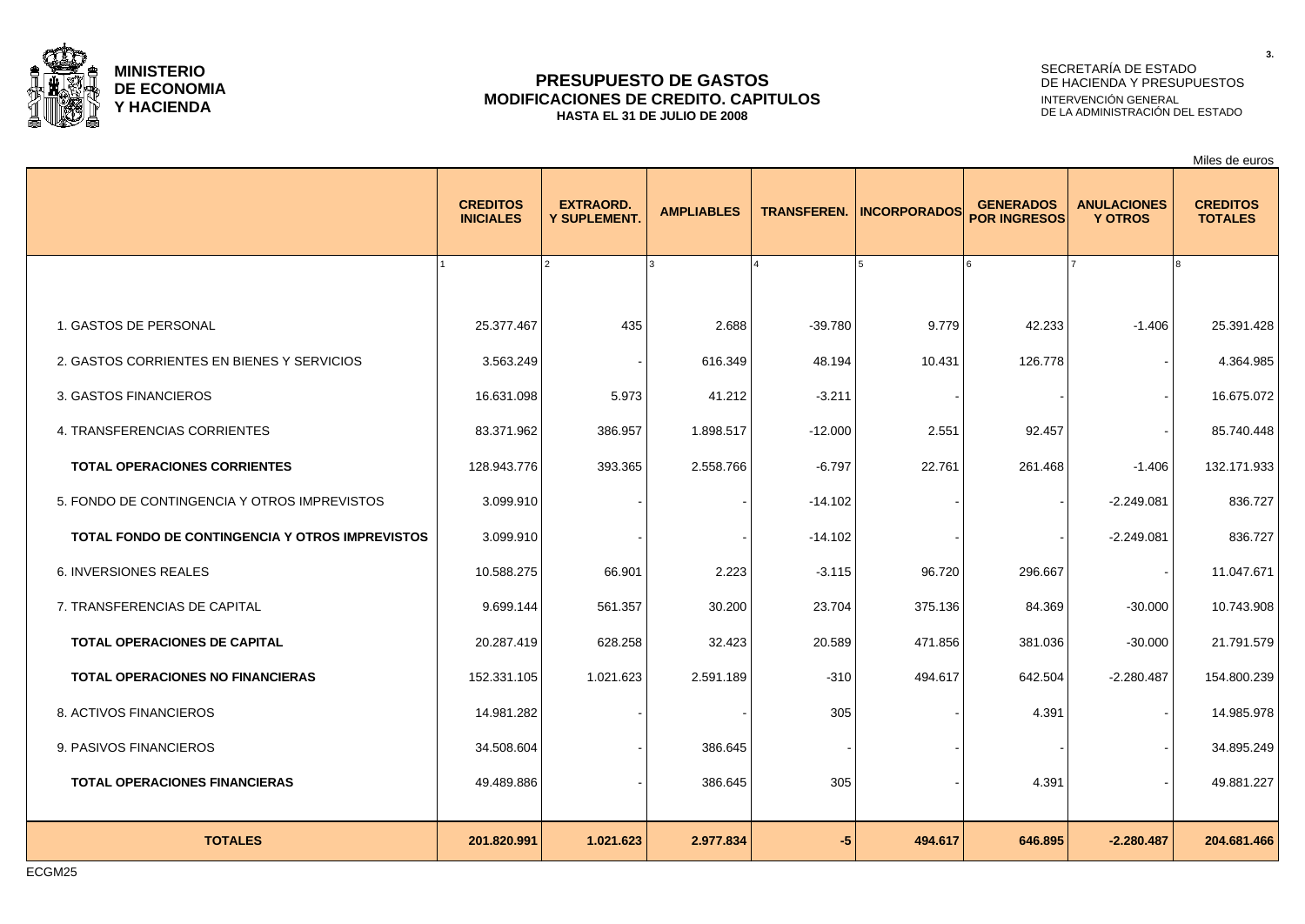**MINISTERIO DE ECONOMIA Y HACIENDA**

# PRESUPUESTO DE GASTOS
## MODIFICACIONES DE CREDITO. CAPITULOS
**HASTA EL 31 DE JULIO DE 2008**

SECRETARÍA DE ESTADO DE HACIENDA Y PRESUPUESTOS
INTERVENCIÓN GENERAL DE LA ADMINISTRACIÓN DEL ESTADO

Miles de euros

| | CREDITOS INICIALES | EXTRAORD. Y SUPLEMENT. | AMPLIABLES | TRANSFEREN. | INCORPORADOS | GENERADOS POR INGRESOS | ANULACIONES Y OTROS | CREDITOS TOTALES |
|---|---|---|---|---|---|---|---|---|
| | 1 | 2 | 3 | 4 | 5 | 6 | 7 | 8 |
| 1. GASTOS DE PERSONAL | 25.377.467 | 435 | 2.688 | -39.780 | 9.779 | 42.233 | -1.406 | 25.391.428 |
| 2. GASTOS CORRIENTES EN BIENES Y SERVICIOS | 3.563.249 | - | 616.349 | 48.194 | 10.431 | 126.778 | - | 4.364.985 |
| 3. GASTOS FINANCIEROS | 16.631.098 | 5.973 | 41.212 | -3.211 | - | - | - | 16.675.072 |
| 4. TRANSFERENCIAS CORRIENTES | 83.371.962 | 386.957 | 1.898.517 | -12.000 | 2.551 | 92.457 | - | 85.740.448 |
| **TOTAL OPERACIONES CORRIENTES** | 128.943.776 | 393.365 | 2.558.766 | -6.797 | 22.761 | 261.468 | -1.406 | 132.171.933 |
| 5. FONDO DE CONTINGENCIA Y OTROS IMPREVISTOS | 3.099.910 | - | - | -14.102 | - | - | -2.249.081 | 836.727 |
| **TOTAL FONDO DE CONTINGENCIA Y OTROS IMPREVISTOS** | 3.099.910 | - | - | -14.102 | - | - | -2.249.081 | 836.727 |
| 6. INVERSIONES REALES | 10.588.275 | 66.901 | 2.223 | -3.115 | 96.720 | 296.667 | - | 11.047.671 |
| 7. TRANSFERENCIAS DE CAPITAL | 9.699.144 | 561.357 | 30.200 | 23.704 | 375.136 | 84.369 | -30.000 | 10.743.908 |
| **TOTAL OPERACIONES DE CAPITAL** | 20.287.419 | 628.258 | 32.423 | 20.589 | 471.856 | 381.036 | -30.000 | 21.791.579 |
| **TOTAL OPERACIONES NO FINANCIERAS** | 152.331.105 | 1.021.623 | 2.591.189 | -310 | 494.617 | 642.504 | -2.280.487 | 154.800.239 |
| 8. ACTIVOS FINANCIEROS | 14.981.282 | - | - | 305 | - | 4.391 | - | 14.985.978 |
| 9. PASIVOS FINANCIEROS | 34.508.604 | - | 386.645 | - | - | - | - | 34.895.249 |
| **TOTAL OPERACIONES FINANCIERAS** | 49.489.886 | - | 386.645 | 305 | - | 4.391 | - | 49.881.227 |
| **TOTALES** | **201.820.991** | **1.021.623** | **2.977.834** | **-5** | **494.617** | **646.895** | **-2.280.487** | **204.681.466** |

ECGM25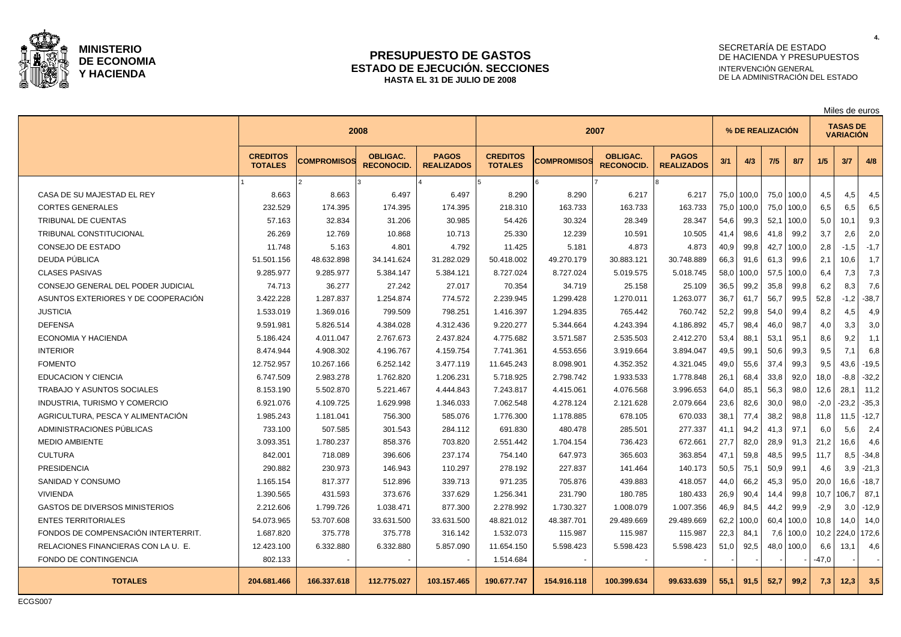**MINISTERIO DE ECONOMIA Y HACIENDA**

# PRESUPUESTO DE GASTOS
## ESTADO DE EJECUCIÓN. SECCIONES
### HASTA EL 31 DE JULIO DE 2008

SECRETARÍA DE ESTADO DE HACIENDA Y PRESUPUESTOS
INTERVENCIÓN GENERAL DE LA ADMINISTRACIÓN DEL ESTADO

Miles de euros

| | 2008 | | | | 2007 | | | | % DE REALIZACIÓN | | | | TASAS DE VARIACIÓN | | |
|---|---|---|---|---|---|---|---|---|---|---|---|---|---|---|---|
| | CREDITOS TOTALES | COMPROMISOS | OBLIGAC. RECONOCID. | PAGOS REALIZADOS | CREDITOS TOTALES | COMPROMISOS | OBLIGAC. RECONOCID. | PAGOS REALIZADOS | 3/1 | 4/3 | 7/5 | 8/7 | 1/5 | 3/7 | 4/8 |
| | 1 | 2 | 3 | 4 | 5 | 6 | 7 | 8 | | | | | | | |
| CASA DE SU MAJESTAD EL REY | 8.663 | 8.663 | 6.497 | 6.497 | 8.290 | 8.290 | 6.217 | 6.217 | 75,0 | 100,0 | 75,0 | 100,0 | 4,5 | 4,5 | 4,5 |
| CORTES GENERALES | 232.529 | 174.395 | 174.395 | 174.395 | 218.310 | 163.733 | 163.733 | 163.733 | 75,0 | 100,0 | 75,0 | 100,0 | 6,5 | 6,5 | 6,5 |
| TRIBUNAL DE CUENTAS | 57.163 | 32.834 | 31.206 | 30.985 | 54.426 | 30.324 | 28.349 | 28.347 | 54,6 | 99,3 | 52,1 | 100,0 | 5,0 | 10,1 | 9,3 |
| TRIBUNAL CONSTITUCIONAL | 26.269 | 12.769 | 10.868 | 10.713 | 25.330 | 12.239 | 10.591 | 10.505 | 41,4 | 98,6 | 41,8 | 99,2 | 3,7 | 2,6 | 2,0 |
| CONSEJO DE ESTADO | 11.748 | 5.163 | 4.801 | 4.792 | 11.425 | 5.181 | 4.873 | 4.873 | 40,9 | 99,8 | 42,7 | 100,0 | 2,8 | -1,5 | -1,7 |
| DEUDA PÚBLICA | 51.501.156 | 48.632.898 | 34.141.624 | 31.282.029 | 50.418.002 | 49.270.179 | 30.883.121 | 30.748.889 | 66,3 | 91,6 | 61,3 | 99,6 | 2,1 | 10,6 | 1,7 |
| CLASES PASIVAS | 9.285.977 | 9.285.977 | 5.384.147 | 5.384.121 | 8.727.024 | 8.727.024 | 5.019.575 | 5.018.745 | 58,0 | 100,0 | 57,5 | 100,0 | 6,4 | 7,3 | 7,3 |
| CONSEJO GENERAL DEL PODER JUDICIAL | 74.713 | 36.277 | 27.242 | 27.017 | 70.354 | 34.719 | 25.158 | 25.109 | 36,5 | 99,2 | 35,8 | 99,8 | 6,2 | 8,3 | 7,6 |
| ASUNTOS EXTERIORES Y DE COOPERACIÓN | 3.422.228 | 1.287.837 | 1.254.874 | 774.572 | 2.239.945 | 1.299.428 | 1.270.011 | 1.263.077 | 36,7 | 61,7 | 56,7 | 99,5 | 52,8 | -1,2 | -38,7 |
| JUSTICIA | 1.533.019 | 1.369.016 | 799.509 | 798.251 | 1.416.397 | 1.294.835 | 765.442 | 760.742 | 52,2 | 99,8 | 54,0 | 99,4 | 8,2 | 4,5 | 4,9 |
| DEFENSA | 9.591.981 | 5.826.514 | 4.384.028 | 4.312.436 | 9.220.277 | 5.344.664 | 4.243.394 | 4.186.892 | 45,7 | 98,4 | 46,0 | 98,7 | 4,0 | 3,3 | 3,0 |
| ECONOMIA Y HACIENDA | 5.186.424 | 4.011.047 | 2.767.673 | 2.437.824 | 4.775.682 | 3.571.587 | 2.535.503 | 2.412.270 | 53,4 | 88,1 | 53,1 | 95,1 | 8,6 | 9,2 | 1,1 |
| INTERIOR | 8.474.944 | 4.908.302 | 4.196.767 | 4.159.754 | 7.741.361 | 4.553.656 | 3.919.664 | 3.894.047 | 49,5 | 99,1 | 50,6 | 99,3 | 9,5 | 7,1 | 6,8 |
| FOMENTO | 12.752.957 | 10.267.166 | 6.252.142 | 3.477.119 | 11.645.243 | 8.098.901 | 4.352.352 | 4.321.045 | 49,0 | 55,6 | 37,4 | 99,3 | 9,5 | 43,6 | -19,5 |
| EDUCACION Y CIENCIA | 6.747.509 | 2.983.278 | 1.762.820 | 1.206.231 | 5.718.925 | 2.798.742 | 1.933.533 | 1.778.848 | 26,1 | 68,4 | 33,8 | 92,0 | 18,0 | -8,8 | -32,2 |
| TRABAJO Y ASUNTOS SOCIALES | 8.153.190 | 5.502.870 | 5.221.467 | 4.444.843 | 7.243.817 | 4.415.061 | 4.076.568 | 3.996.653 | 64,0 | 85,1 | 56,3 | 98,0 | 12,6 | 28,1 | 11,2 |
| INDUSTRIA, TURISMO Y COMERCIO | 6.921.076 | 4.109.725 | 1.629.998 | 1.346.033 | 7.062.548 | 4.278.124 | 2.121.628 | 2.079.664 | 23,6 | 82,6 | 30,0 | 98,0 | -2,0 | -23,2 | -35,3 |
| AGRICULTURA, PESCA Y ALIMENTACIÓN | 1.985.243 | 1.181.041 | 756.300 | 585.076 | 1.776.300 | 1.178.885 | 678.105 | 670.033 | 38,1 | 77,4 | 38,2 | 98,8 | 11,8 | 11,5 | -12,7 |
| ADMINISTRACIONES PÚBLICAS | 733.100 | 507.585 | 301.543 | 284.112 | 691.830 | 480.478 | 285.501 | 277.337 | 41,1 | 94,2 | 41,3 | 97,1 | 6,0 | 5,6 | 2,4 |
| MEDIO AMBIENTE | 3.093.351 | 1.780.237 | 858.376 | 703.820 | 2.551.442 | 1.704.154 | 736.423 | 672.661 | 27,7 | 82,0 | 28,9 | 91,3 | 21,2 | 16,6 | 4,6 |
| CULTURA | 842.001 | 718.089 | 396.606 | 237.174 | 754.140 | 647.973 | 365.603 | 363.854 | 47,1 | 59,8 | 48,5 | 99,5 | 11,7 | 8,5 | -34,8 |
| PRESIDENCIA | 290.882 | 230.973 | 146.943 | 110.297 | 278.192 | 227.837 | 141.464 | 140.173 | 50,5 | 75,1 | 50,9 | 99,1 | 4,6 | 3,9 | -21,3 |
| SANIDAD Y CONSUMO | 1.165.154 | 817.377 | 512.896 | 339.713 | 971.235 | 705.876 | 439.883 | 418.057 | 44,0 | 66,2 | 45,3 | 95,0 | 20,0 | 16,6 | -18,7 |
| VIVIENDA | 1.390.565 | 431.593 | 373.676 | 337.629 | 1.256.341 | 231.790 | 180.785 | 180.433 | 26,9 | 90,4 | 14,4 | 99,8 | 10,7 | 106,7 | 87,1 |
| GASTOS DE DIVERSOS MINISTERIOS | 2.212.606 | 1.799.726 | 1.038.471 | 877.300 | 2.278.992 | 1.730.327 | 1.008.079 | 1.007.356 | 46,9 | 84,5 | 44,2 | 99,9 | -2,9 | 3,0 | -12,9 |
| ENTES TERRITORIALES | 54.073.965 | 53.707.608 | 33.631.500 | 33.631.500 | 48.821.012 | 48.387.701 | 29.489.669 | 29.489.669 | 62,2 | 100,0 | 60,4 | 100,0 | 10,8 | 14,0 | 14,0 |
| FONDOS DE COMPENSACIÓN INTERTERRIT. | 1.687.820 | 375.778 | 375.778 | 316.142 | 1.532.073 | 115.987 | 115.987 | 115.987 | 22,3 | 84,1 | 7,6 | 100,0 | 10,2 | 224,0 | 172,6 |
| RELACIONES FINANCIERAS CON LA U. E. | 12.423.100 | 6.332.880 | 6.332.880 | 5.857.090 | 11.654.150 | 5.598.423 | 5.598.423 | 5.598.423 | 51,0 | 92,5 | 48,0 | 100,0 | 6,6 | 13,1 | 4,6 |
| FONDO DE CONTINGENCIA | 802.133 | - | - | - | 1.514.684 | - | - | - | - | - | - | - | -47,0 | - | - |
| **TOTALES** | **204.681.466** | **166.337.618** | **112.775.027** | **103.157.465** | **190.677.747** | **154.916.118** | **100.399.634** | **99.633.639** | **55,1** | **91,5** | **52,7** | **99,2** | **7,3** | **12,3** | **3,5** |

ECGS007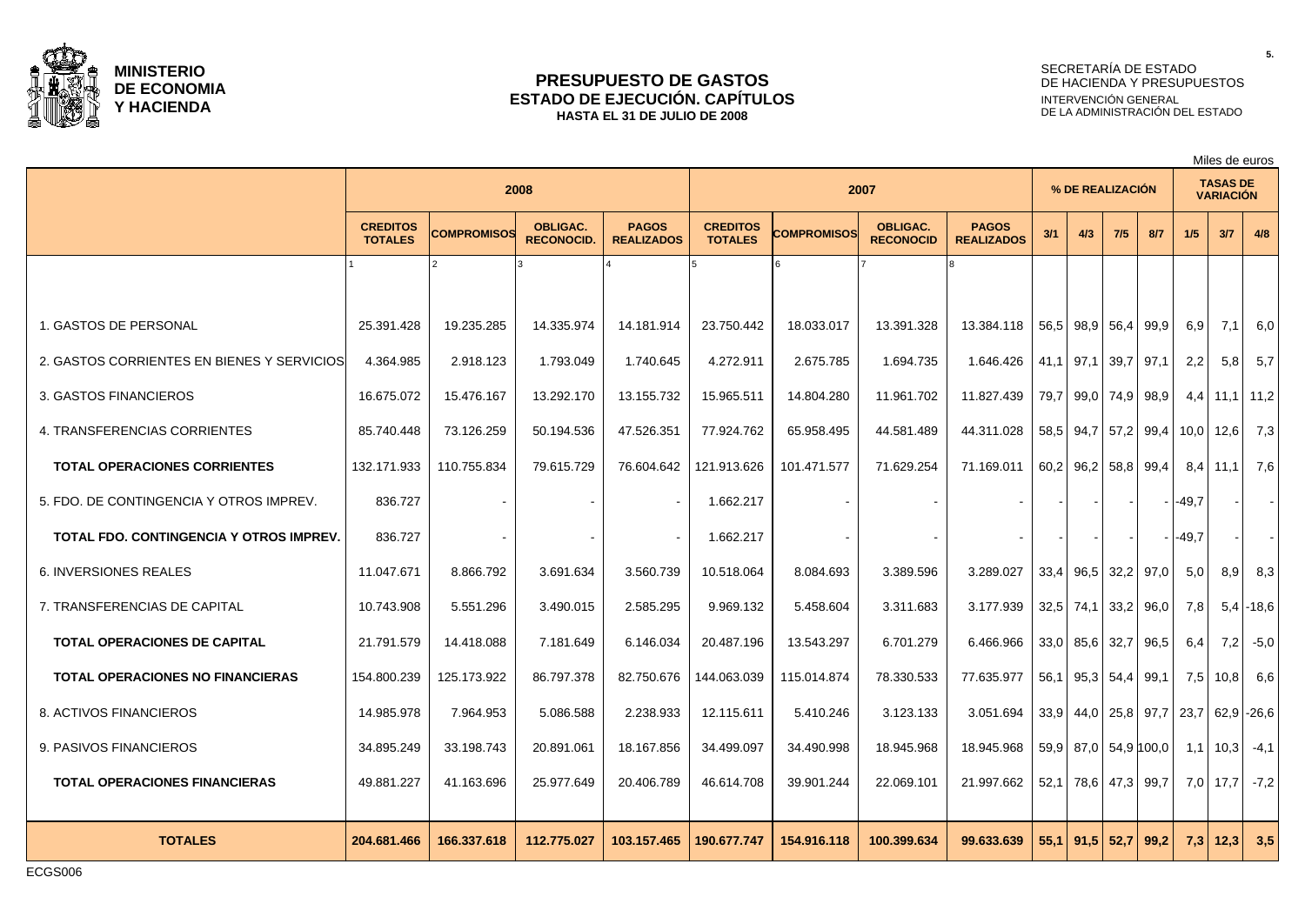**MINISTERIO DE ECONOMIA Y HACIENDA**

# PRESUPUESTO DE GASTOS
## ESTADO DE EJECUCIÓN. CAPÍTULOS
### HASTA EL 31 DE JULIO DE 2008

SECRETARÍA DE ESTADO DE HACIENDA Y PRESUPUESTOS
INTERVENCIÓN GENERAL DE LA ADMINISTRACIÓN DEL ESTADO

Miles de euros

| | 2008 | | | | 2007 | | | | % DE REALIZACIÓN | | | | TASAS DE VARIACIÓN | | |
|---|---|---|---|---|---|---|---|---|---|---|---|---|---|---|---|
| | CREDITOS TOTALES | COMPROMISOS | OBLIGAC. RECONOCID. | PAGOS REALIZADOS | CREDITOS TOTALES | COMPROMISOS | OBLIGAC. RECONOCID | PAGOS REALIZADOS | 3/1 | 4/3 | 7/5 | 8/7 | 1/5 | 3/7 | 4/8 |
| | 1 | 2 | 3 | 4 | 5 | 6 | 7 | 8 | | | | | | | |
| 1. GASTOS DE PERSONAL | 25.391.428 | 19.235.285 | 14.335.974 | 14.181.914 | 23.750.442 | 18.033.017 | 13.391.328 | 13.384.118 | 56,5 | 98,9 | 56,4 | 99,9 | 6,9 | 7,1 | 6,0 |
| 2. GASTOS CORRIENTES EN BIENES Y SERVICIOS | 4.364.985 | 2.918.123 | 1.793.049 | 1.740.645 | 4.272.911 | 2.675.785 | 1.694.735 | 1.646.426 | 41,1 | 97,1 | 39,7 | 97,1 | 2,2 | 5,8 | 5,7 |
| 3. GASTOS FINANCIEROS | 16.675.072 | 15.476.167 | 13.292.170 | 13.155.732 | 15.965.511 | 14.804.280 | 11.961.702 | 11.827.439 | 79,7 | 99,0 | 74,9 | 98,9 | 4,4 | 11,1 | 11,2 |
| 4. TRANSFERENCIAS CORRIENTES | 85.740.448 | 73.126.259 | 50.194.536 | 47.526.351 | 77.924.762 | 65.958.495 | 44.581.489 | 44.311.028 | 58,5 | 94,7 | 57,2 | 99,4 | 10,0 | 12,6 | 7,3 |
| **TOTAL OPERACIONES CORRIENTES** | 132.171.933 | 110.755.834 | 79.615.729 | 76.604.642 | 121.913.626 | 101.471.577 | 71.629.254 | 71.169.011 | 60,2 | 96,2 | 58,8 | 99,4 | 8,4 | 11,1 | 7,6 |
| 5. FDO. DE CONTINGENCIA Y OTROS IMPREV. | 836.727 | - | - | - | 1.662.217 | - | - | - | - | - | - | - | -49,7 | - | - |
| **TOTAL FDO. CONTINGENCIA Y OTROS IMPREV.** | 836.727 | - | - | - | 1.662.217 | - | - | - | - | - | - | - | -49,7 | - | - |
| 6. INVERSIONES REALES | 11.047.671 | 8.866.792 | 3.691.634 | 3.560.739 | 10.518.064 | 8.084.693 | 3.389.596 | 3.289.027 | 33,4 | 96,5 | 32,2 | 97,0 | 5,0 | 8,9 | 8,3 |
| 7. TRANSFERENCIAS DE CAPITAL | 10.743.908 | 5.551.296 | 3.490.015 | 2.585.295 | 9.969.132 | 5.458.604 | 3.311.683 | 3.177.939 | 32,5 | 74,1 | 33,2 | 96,0 | 7,8 | 5,4 | -18,6 |
| **TOTAL OPERACIONES DE CAPITAL** | 21.791.579 | 14.418.088 | 7.181.649 | 6.146.034 | 20.487.196 | 13.543.297 | 6.701.279 | 6.466.966 | 33,0 | 85,6 | 32,7 | 96,5 | 6,4 | 7,2 | -5,0 |
| **TOTAL OPERACIONES NO FINANCIERAS** | 154.800.239 | 125.173.922 | 86.797.378 | 82.750.676 | 144.063.039 | 115.014.874 | 78.330.533 | 77.635.977 | 56,1 | 95,3 | 54,4 | 99,1 | 7,5 | 10,8 | 6,6 |
| 8. ACTIVOS FINANCIEROS | 14.985.978 | 7.964.953 | 5.086.588 | 2.238.933 | 12.115.611 | 5.410.246 | 3.123.133 | 3.051.694 | 33,9 | 44,0 | 25,8 | 97,7 | 23,7 | 62,9 | -26,6 |
| 9. PASIVOS FINANCIEROS | 34.895.249 | 33.198.743 | 20.891.061 | 18.167.856 | 34.499.097 | 34.490.998 | 18.945.968 | 18.945.968 | 59,9 | 87,0 | 54,9 | 100,0 | 1,1 | 10,3 | -4,1 |
| **TOTAL OPERACIONES FINANCIERAS** | 49.881.227 | 41.163.696 | 25.977.649 | 20.406.789 | 46.614.708 | 39.901.244 | 22.069.101 | 21.997.662 | 52,1 | 78,6 | 47,3 | 99,7 | 7,0 | 17,7 | -7,2 |
| **TOTALES** | **204.681.466** | **166.337.618** | **112.775.027** | **103.157.465** | **190.677.747** | **154.916.118** | **100.399.634** | **99.633.639** | **55,1** | **91,5** | **52,7** | **99,2** | **7,3** | **12,3** | **3,5** |

ECGS006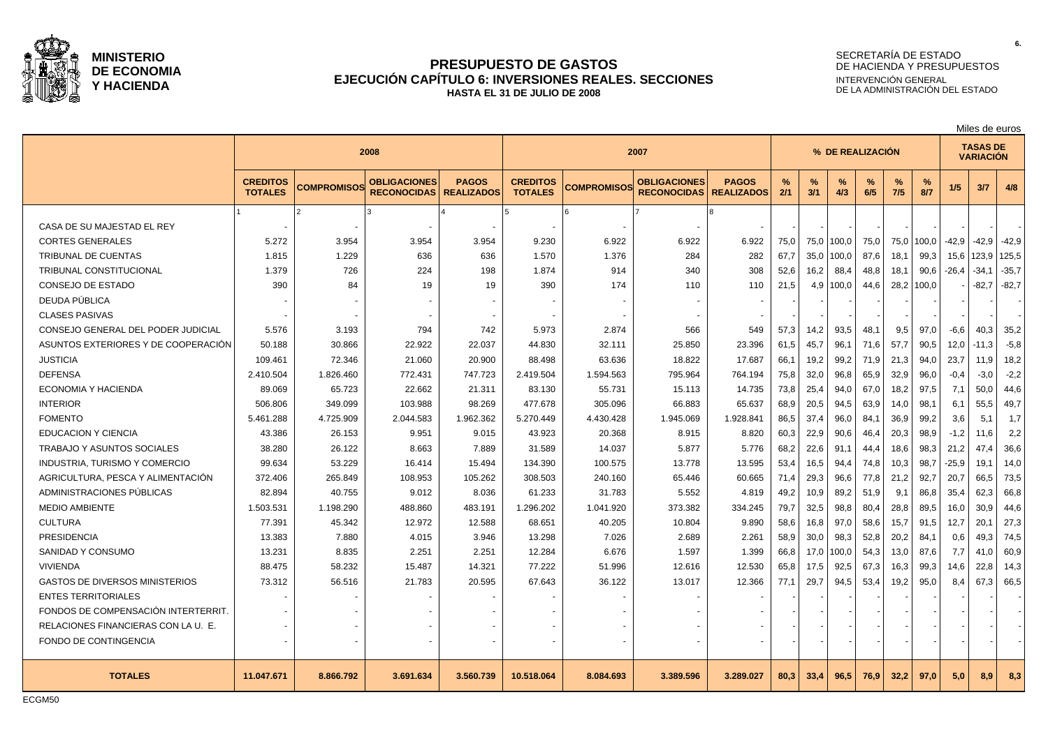**MINISTERIO DE ECONOMIA Y HACIENDA**

# PRESUPUESTO DE GASTOS
## EJECUCIÓN CAPÍTULO 6: INVERSIONES REALES. SECCIONES
### HASTA EL 31 DE JULIO DE 2008

SECRETARÍA DE ESTADO DE HACIENDA Y PRESUPUESTOS
INTERVENCIÓN GENERAL DE LA ADMINISTRACIÓN DEL ESTADO

Miles de euros

| | 2008 | | | | 2007 | | | | % DE REALIZACIÓN | | | | | | TASAS DE VARIACIÓN | | |
|---|---|---|---|---|---|---|---|---|---|---|---|---|---|---|---|---|---|
| | CREDITOS TOTALES | COMPROMISOS | OBLIGACIONES RECONOCIDAS | PAGOS REALIZADOS | CREDITOS TOTALES | COMPROMISOS | OBLIGACIONES RECONOCIDAS | PAGOS REALIZADOS | % 2/1 | % 3/1 | % 4/3 | % 6/5 | % 7/5 | % 8/7 | 1/5 | 3/7 | 4/8 |
| | 1 | 2 | 3 | 4 | 5 | 6 | 7 | 8 | | | | | | | | | |
| CASA DE SU MAJESTAD EL REY | - | - | - | - | - | - | - | - | - | - | - | - | - | - | - | - | - |
| CORTES GENERALES | 5.272 | 3.954 | 3.954 | 3.954 | 9.230 | 6.922 | 6.922 | 6.922 | 75,0 | 75,0 | 100,0 | 75,0 | 75,0 | 100,0 | -42,9 | -42,9 | -42,9 |
| TRIBUNAL DE CUENTAS | 1.815 | 1.229 | 636 | 636 | 1.570 | 1.376 | 284 | 282 | 67,7 | 35,0 | 100,0 | 87,6 | 18,1 | 99,3 | 15,6 | 123,9 | 125,5 |
| TRIBUNAL CONSTITUCIONAL | 1.379 | 726 | 224 | 198 | 1.874 | 914 | 340 | 308 | 52,6 | 16,2 | 88,4 | 48,8 | 18,1 | 90,6 | -26,4 | -34,1 | -35,7 |
| CONSEJO DE ESTADO | 390 | 84 | 19 | 19 | 390 | 174 | 110 | 110 | 21,5 | 4,9 | 100,0 | 44,6 | 28,2 | 100,0 | - | -82,7 | -82,7 |
| DEUDA PÚBLICA | - | - | - | - | - | - | - | - | - | - | - | - | - | - | - | - | - |
| CLASES PASIVAS | - | - | - | - | - | - | - | - | - | - | - | - | - | - | - | - | - |
| CONSEJO GENERAL DEL PODER JUDICIAL | 5.576 | 3.193 | 794 | 742 | 5.973 | 2.874 | 566 | 549 | 57,3 | 14,2 | 93,5 | 48,1 | 9,5 | 97,0 | -6,6 | 40,3 | 35,2 |
| ASUNTOS EXTERIORES Y DE COOPERACIÓN | 50.188 | 30.866 | 22.922 | 22.037 | 44.830 | 32.111 | 25.850 | 23.396 | 61,5 | 45,7 | 96,1 | 71,6 | 57,7 | 90,5 | 12,0 | -11,3 | -5,8 |
| JUSTICIA | 109.461 | 72.346 | 21.060 | 20.900 | 88.498 | 63.636 | 18.822 | 17.687 | 66,1 | 19,2 | 99,2 | 71,9 | 21,3 | 94,0 | 23,7 | 11,9 | 18,2 |
| DEFENSA | 2.410.504 | 1.826.460 | 772.431 | 747.723 | 2.419.504 | 1.594.563 | 795.964 | 764.194 | 75,8 | 32,0 | 96,8 | 65,9 | 32,9 | 96,0 | -0,4 | -3,0 | -2,2 |
| ECONOMIA Y HACIENDA | 89.069 | 65.723 | 22.662 | 21.311 | 83.130 | 55.731 | 15.113 | 14.735 | 73,8 | 25,4 | 94,0 | 67,0 | 18,2 | 97,5 | 7,1 | 50,0 | 44,6 |
| INTERIOR | 506.806 | 349.099 | 103.988 | 98.269 | 477.678 | 305.096 | 66.883 | 65.637 | 68,9 | 20,5 | 94,5 | 63,9 | 14,0 | 98,1 | 6,1 | 55,5 | 49,7 |
| FOMENTO | 5.461.288 | 4.725.909 | 2.044.583 | 1.962.362 | 5.270.449 | 4.430.428 | 1.945.069 | 1.928.841 | 86,5 | 37,4 | 96,0 | 84,1 | 36,9 | 99,2 | 3,6 | 5,1 | 1,7 |
| EDUCACION Y CIENCIA | 43.386 | 26.153 | 9.951 | 9.015 | 43.923 | 20.368 | 8.915 | 8.820 | 60,3 | 22,9 | 90,6 | 46,4 | 20,3 | 98,9 | -1,2 | 11,6 | 2,2 |
| TRABAJO Y ASUNTOS SOCIALES | 38.280 | 26.122 | 8.663 | 7.889 | 31.589 | 14.037 | 5.877 | 5.776 | 68,2 | 22,6 | 91,1 | 44,4 | 18,6 | 98,3 | 21,2 | 47,4 | 36,6 |
| INDUSTRIA, TURISMO Y COMERCIO | 99.634 | 53.229 | 16.414 | 15.494 | 134.390 | 100.575 | 13.778 | 13.595 | 53,4 | 16,5 | 94,4 | 74,8 | 10,3 | 98,7 | -25,9 | 19,1 | 14,0 |
| AGRICULTURA, PESCA Y ALIMENTACIÓN | 372.406 | 265.849 | 108.953 | 105.262 | 308.503 | 240.160 | 65.446 | 60.665 | 71,4 | 29,3 | 96,6 | 77,8 | 21,2 | 92,7 | 20,7 | 66,5 | 73,5 |
| ADMINISTRACIONES PÚBLICAS | 82.894 | 40.755 | 9.012 | 8.036 | 61.233 | 31.783 | 5.552 | 4.819 | 49,2 | 10,9 | 89,2 | 51,9 | 9,1 | 86,8 | 35,4 | 62,3 | 66,8 |
| MEDIO AMBIENTE | 1.503.531 | 1.198.290 | 488.860 | 483.191 | 1.296.202 | 1.041.920 | 373.382 | 334.245 | 79,7 | 32,5 | 98,8 | 80,4 | 28,8 | 89,5 | 16,0 | 30,9 | 44,6 |
| CULTURA | 77.391 | 45.342 | 12.972 | 12.588 | 68.651 | 40.205 | 10.804 | 9.890 | 58,6 | 16,8 | 97,0 | 58,6 | 15,7 | 91,5 | 12,7 | 20,1 | 27,3 |
| PRESIDENCIA | 13.383 | 7.880 | 4.015 | 3.946 | 13.298 | 7.026 | 2.689 | 2.261 | 58,9 | 30,0 | 98,3 | 52,8 | 20,2 | 84,1 | 0,6 | 49,3 | 74,5 |
| SANIDAD Y CONSUMO | 13.231 | 8.835 | 2.251 | 2.251 | 12.284 | 6.676 | 1.597 | 1.399 | 66,8 | 17,0 | 100,0 | 54,3 | 13,0 | 87,6 | 7,7 | 41,0 | 60,9 |
| VIVIENDA | 88.475 | 58.232 | 15.487 | 14.321 | 77.222 | 51.996 | 12.616 | 12.530 | 65,8 | 17,5 | 92,5 | 67,3 | 16,3 | 99,3 | 14,6 | 22,8 | 14,3 |
| GASTOS DE DIVERSOS MINISTERIOS | 73.312 | 56.516 | 21.783 | 20.595 | 67.643 | 36.122 | 13.017 | 12.366 | 77,1 | 29,7 | 94,5 | 53,4 | 19,2 | 95,0 | 8,4 | 67,3 | 66,5 |
| ENTES TERRITORIALES | - | - | - | - | - | - | - | - | - | - | - | - | - | - | - | - | - |
| FONDOS DE COMPENSACIÓN INTERTERRIT. | - | - | - | - | - | - | - | - | - | - | - | - | - | - | - | - | - |
| RELACIONES FINANCIERAS CON LA U. E. | - | - | - | - | - | - | - | - | - | - | - | - | - | - | - | - | - |
| FONDO DE CONTINGENCIA | - | - | - | - | - | - | - | - | - | - | - | - | - | - | - | - | - |
| **TOTALES** | **11.047.671** | **8.866.792** | **3.691.634** | **3.560.739** | **10.518.064** | **8.084.693** | **3.389.596** | **3.289.027** | **80,3** | **33,4** | **96,5** | **76,9** | **32,2** | **97,0** | **5,0** | **8,9** | **8,3** |

ECGM50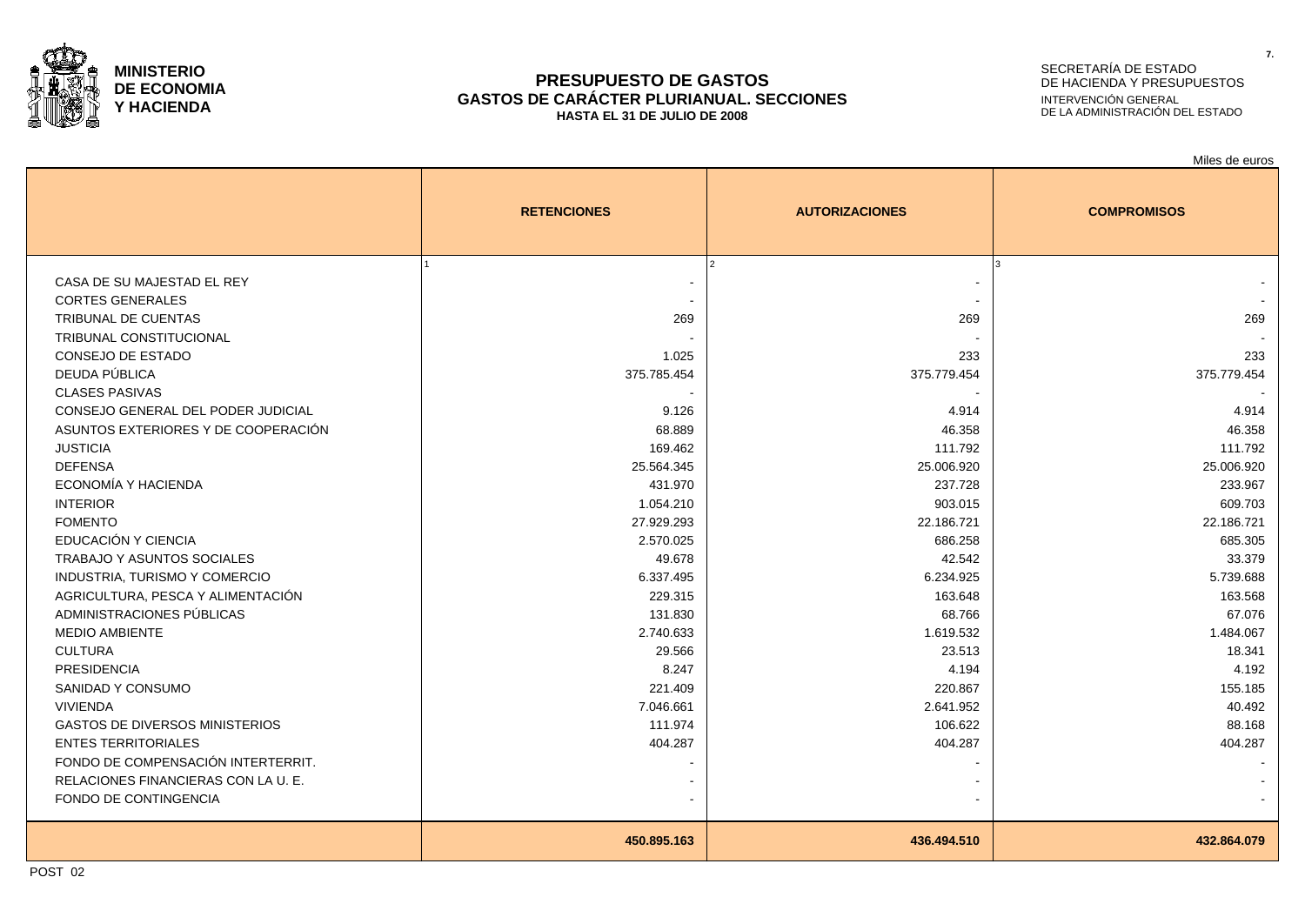**MINISTERIO DE ECONOMIA Y HACIENDA**

# PRESUPUESTO DE GASTOS
## GASTOS DE CARÁCTER PLURIANUAL. SECCIONES
**HASTA EL 31 DE JULIO DE 2008**

SECRETARÍA DE ESTADO DE HACIENDA Y PRESUPUESTOS
INTERVENCIÓN GENERAL DE LA ADMINISTRACIÓN DEL ESTADO

Miles de euros

| | RETENCIONES | AUTORIZACIONES | COMPROMISOS |
|---|---|---|---|
| | 1 | 2 | 3 |
| CASA DE SU MAJESTAD EL REY | - | - | - |
| CORTES GENERALES | - | - | - |
| TRIBUNAL DE CUENTAS | 269 | 269 | 269 |
| TRIBUNAL CONSTITUCIONAL | - | - | - |
| CONSEJO DE ESTADO | 1.025 | 233 | 233 |
| DEUDA PÚBLICA | 375.785.454 | 375.779.454 | 375.779.454 |
| CLASES PASIVAS | - | - | - |
| CONSEJO GENERAL DEL PODER JUDICIAL | 9.126 | 4.914 | 4.914 |
| ASUNTOS EXTERIORES Y DE COOPERACIÓN | 68.889 | 46.358 | 46.358 |
| JUSTICIA | 169.462 | 111.792 | 111.792 |
| DEFENSA | 25.564.345 | 25.006.920 | 25.006.920 |
| ECONOMÍA Y HACIENDA | 431.970 | 237.728 | 233.967 |
| INTERIOR | 1.054.210 | 903.015 | 609.703 |
| FOMENTO | 27.929.293 | 22.186.721 | 22.186.721 |
| EDUCACIÓN Y CIENCIA | 2.570.025 | 686.258 | 685.305 |
| TRABAJO Y ASUNTOS SOCIALES | 49.678 | 42.542 | 33.379 |
| INDUSTRIA, TURISMO Y COMERCIO | 6.337.495 | 6.234.925 | 5.739.688 |
| AGRICULTURA, PESCA Y ALIMENTACIÓN | 229.315 | 163.648 | 163.568 |
| ADMINISTRACIONES PÚBLICAS | 131.830 | 68.766 | 67.076 |
| MEDIO AMBIENTE | 2.740.633 | 1.619.532 | 1.484.067 |
| CULTURA | 29.566 | 23.513 | 18.341 |
| PRESIDENCIA | 8.247 | 4.194 | 4.192 |
| SANIDAD Y CONSUMO | 221.409 | 220.867 | 155.185 |
| VIVIENDA | 7.046.661 | 2.641.952 | 40.492 |
| GASTOS DE DIVERSOS MINISTERIOS | 111.974 | 106.622 | 88.168 |
| ENTES TERRITORIALES | 404.287 | 404.287 | 404.287 |
| FONDO DE COMPENSACIÓN INTERTERRIT. | - | - | - |
| RELACIONES FINANCIERAS CON LA U. E. | - | - | - |
| FONDO DE CONTINGENCIA | - | - | - |
| | **450.895.163** | **436.494.510** | **432.864.079** |

POST 02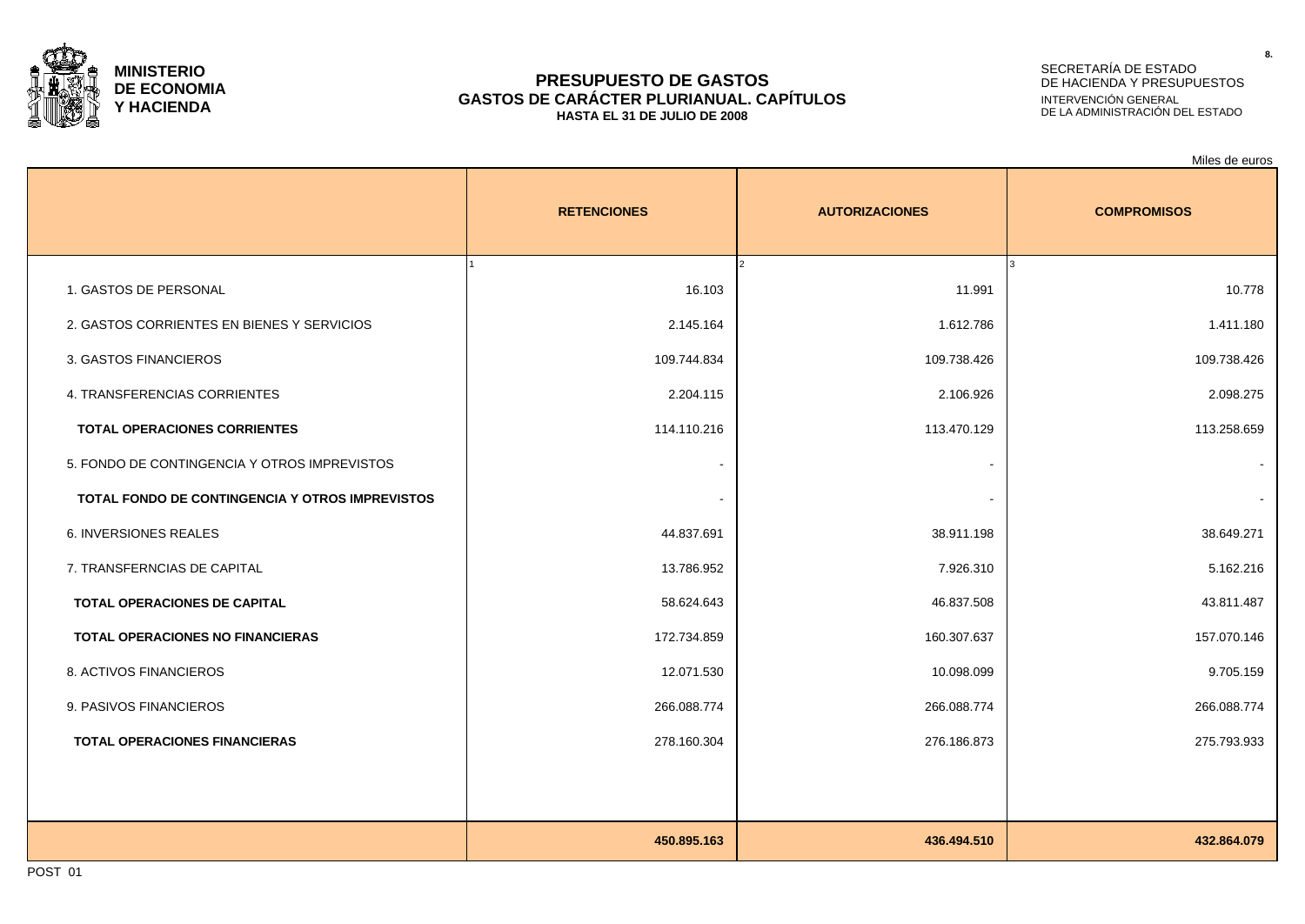**MINISTERIO DE ECONOMIA Y HACIENDA**

# PRESUPUESTO DE GASTOS
## GASTOS DE CARÁCTER PLURIANUAL. CAPÍTULOS
**HASTA EL 31 DE JULIO DE 2008**

SECRETARÍA DE ESTADO DE HACIENDA Y PRESUPUESTOS
INTERVENCIÓN GENERAL DE LA ADMINISTRACIÓN DEL ESTADO

Miles de euros

| | RETENCIONES | AUTORIZACIONES | COMPROMISOS |
|---|---|---|---|
| | 1 | 2 | 3 |
| 1. GASTOS DE PERSONAL | 16.103 | 11.991 | 10.778 |
| 2. GASTOS CORRIENTES EN BIENES Y SERVICIOS | 2.145.164 | 1.612.786 | 1.411.180 |
| 3. GASTOS FINANCIEROS | 109.744.834 | 109.738.426 | 109.738.426 |
| 4. TRANSFERENCIAS CORRIENTES | 2.204.115 | 2.106.926 | 2.098.275 |
| **TOTAL OPERACIONES CORRIENTES** | 114.110.216 | 113.470.129 | 113.258.659 |
| 5. FONDO DE CONTINGENCIA Y OTROS IMPREVISTOS | - | - | - |
| **TOTAL FONDO DE CONTINGENCIA Y OTROS IMPREVISTOS** | - | - | - |
| 6. INVERSIONES REALES | 44.837.691 | 38.911.198 | 38.649.271 |
| 7. TRANSFERNCIAS DE CAPITAL | 13.786.952 | 7.926.310 | 5.162.216 |
| **TOTAL OPERACIONES DE CAPITAL** | 58.624.643 | 46.837.508 | 43.811.487 |
| **TOTAL OPERACIONES NO FINANCIERAS** | 172.734.859 | 160.307.637 | 157.070.146 |
| 8. ACTIVOS FINANCIEROS | 12.071.530 | 10.098.099 | 9.705.159 |
| 9. PASIVOS FINANCIEROS | 266.088.774 | 266.088.774 | 266.088.774 |
| **TOTAL OPERACIONES FINANCIERAS** | 278.160.304 | 276.186.873 | 275.793.933 |
| | **450.895.163** | **436.494.510** | **432.864.079** |

POST 01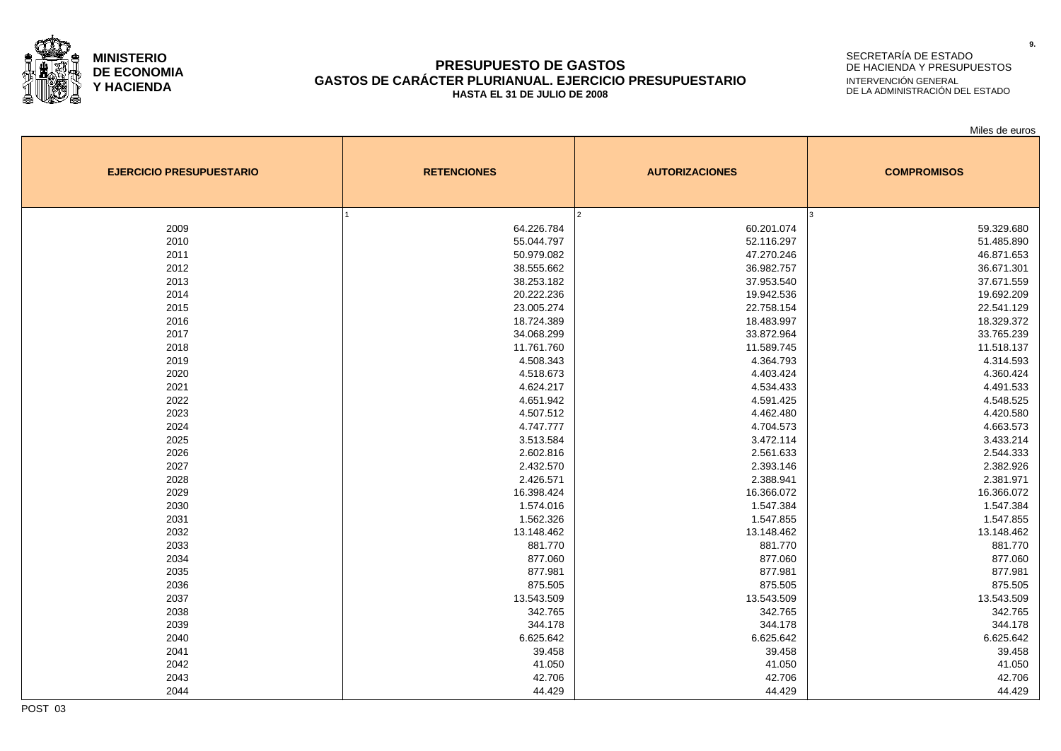**MINISTERIO DE ECONOMIA Y HACIENDA**

SECRETARÍA DE ESTADO DE HACIENDA Y PRESUPUESTOS
INTERVENCIÓN GENERAL DE LA ADMINISTRACIÓN DEL ESTADO

# PRESUPUESTO DE GASTOS
## GASTOS DE CARÁCTER PLURIANUAL. EJERCICIO PRESUPUESTARIO
### HASTA EL 31 DE JULIO DE 2008

Miles de euros

| EJERCICIO PRESUPUESTARIO | RETENCIONES | AUTORIZACIONES | COMPROMISOS |
|---|---|---|---|
| | 1 | 2 | 3 |
| 2009 | 64.226.784 | 60.201.074 | 59.329.680 |
| 2010 | 55.044.797 | 52.116.297 | 51.485.890 |
| 2011 | 50.979.082 | 47.270.246 | 46.871.653 |
| 2012 | 38.555.662 | 36.982.757 | 36.671.301 |
| 2013 | 38.253.182 | 37.953.540 | 37.671.559 |
| 2014 | 20.222.236 | 19.942.536 | 19.692.209 |
| 2015 | 23.005.274 | 22.758.154 | 22.541.129 |
| 2016 | 18.724.389 | 18.483.997 | 18.329.372 |
| 2017 | 34.068.299 | 33.872.964 | 33.765.239 |
| 2018 | 11.761.760 | 11.589.745 | 11.518.137 |
| 2019 | 4.508.343 | 4.364.793 | 4.314.593 |
| 2020 | 4.518.673 | 4.403.424 | 4.360.424 |
| 2021 | 4.624.217 | 4.534.433 | 4.491.533 |
| 2022 | 4.651.942 | 4.591.425 | 4.548.525 |
| 2023 | 4.507.512 | 4.462.480 | 4.420.580 |
| 2024 | 4.747.777 | 4.704.573 | 4.663.573 |
| 2025 | 3.513.584 | 3.472.114 | 3.433.214 |
| 2026 | 2.602.816 | 2.561.633 | 2.544.333 |
| 2027 | 2.432.570 | 2.393.146 | 2.382.926 |
| 2028 | 2.426.571 | 2.388.941 | 2.381.971 |
| 2029 | 16.398.424 | 16.366.072 | 16.366.072 |
| 2030 | 1.574.016 | 1.547.384 | 1.547.384 |
| 2031 | 1.562.326 | 1.547.855 | 1.547.855 |
| 2032 | 13.148.462 | 13.148.462 | 13.148.462 |
| 2033 | 881.770 | 881.770 | 881.770 |
| 2034 | 877.060 | 877.060 | 877.060 |
| 2035 | 877.981 | 877.981 | 877.981 |
| 2036 | 875.505 | 875.505 | 875.505 |
| 2037 | 13.543.509 | 13.543.509 | 13.543.509 |
| 2038 | 342.765 | 342.765 | 342.765 |
| 2039 | 344.178 | 344.178 | 344.178 |
| 2040 | 6.625.642 | 6.625.642 | 6.625.642 |
| 2041 | 39.458 | 39.458 | 39.458 |
| 2042 | 41.050 | 41.050 | 41.050 |
| 2043 | 42.706 | 42.706 | 42.706 |
| 2044 | 44.429 | 44.429 | 44.429 |

POST 03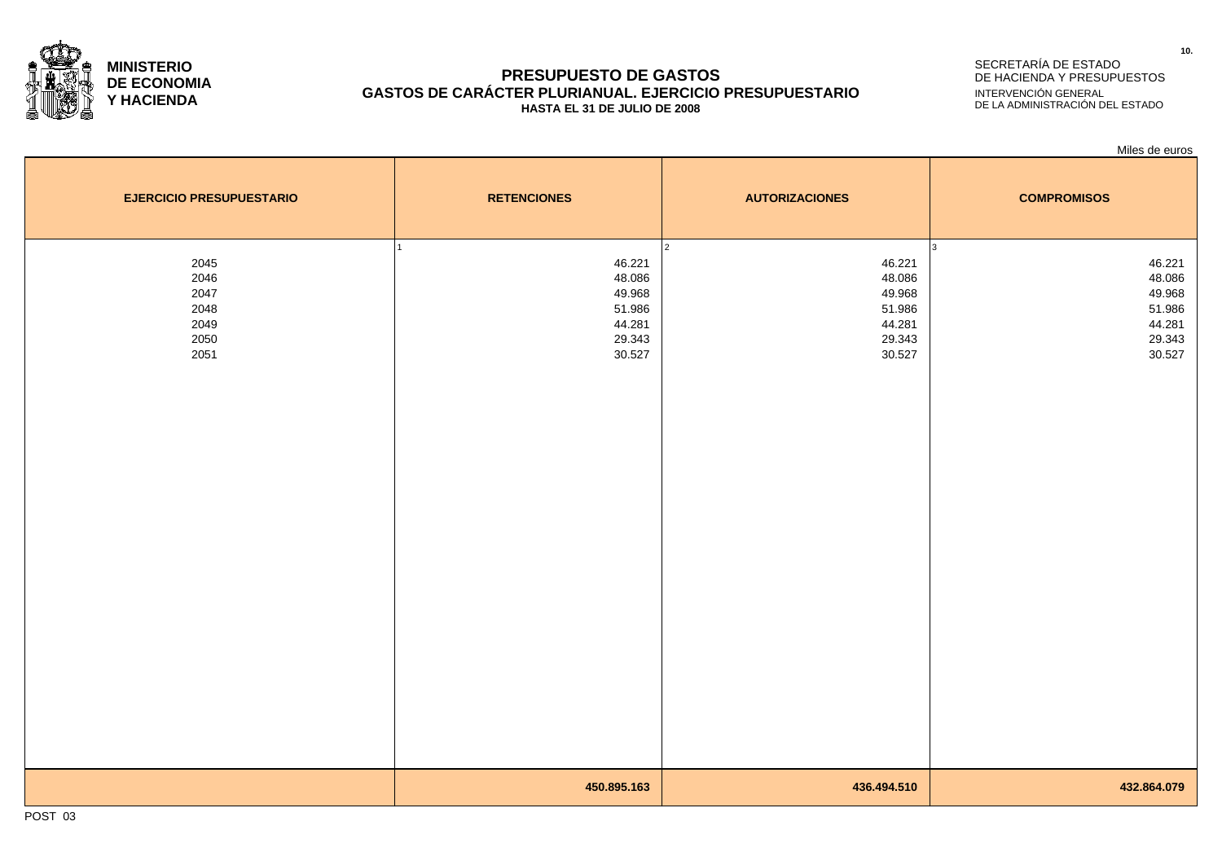**MINISTERIO DE ECONOMIA Y HACIENDA**

# PRESUPUESTO DE GASTOS
## GASTOS DE CARÁCTER PLURIANUAL. EJERCICIO PRESUPUESTARIO
### HASTA EL 31 DE JULIO DE 2008

SECRETARÍA DE ESTADO DE HACIENDA Y PRESUPUESTOS
INTERVENCIÓN GENERAL DE LA ADMINISTRACIÓN DEL ESTADO

Miles de euros

| EJERCICIO PRESUPUESTARIO | RETENCIONES | AUTORIZACIONES | COMPROMISOS |
|---|---|---|---|
| | 1 | 2 | 3 |
| 2045 | 46.221 | 46.221 | 46.221 |
| 2046 | 48.086 | 48.086 | 48.086 |
| 2047 | 49.968 | 49.968 | 49.968 |
| 2048 | 51.986 | 51.986 | 51.986 |
| 2049 | 44.281 | 44.281 | 44.281 |
| 2050 | 29.343 | 29.343 | 29.343 |
| 2051 | 30.527 | 30.527 | 30.527 |
| | **450.895.163** | **436.494.510** | **432.864.079** |

POST 03